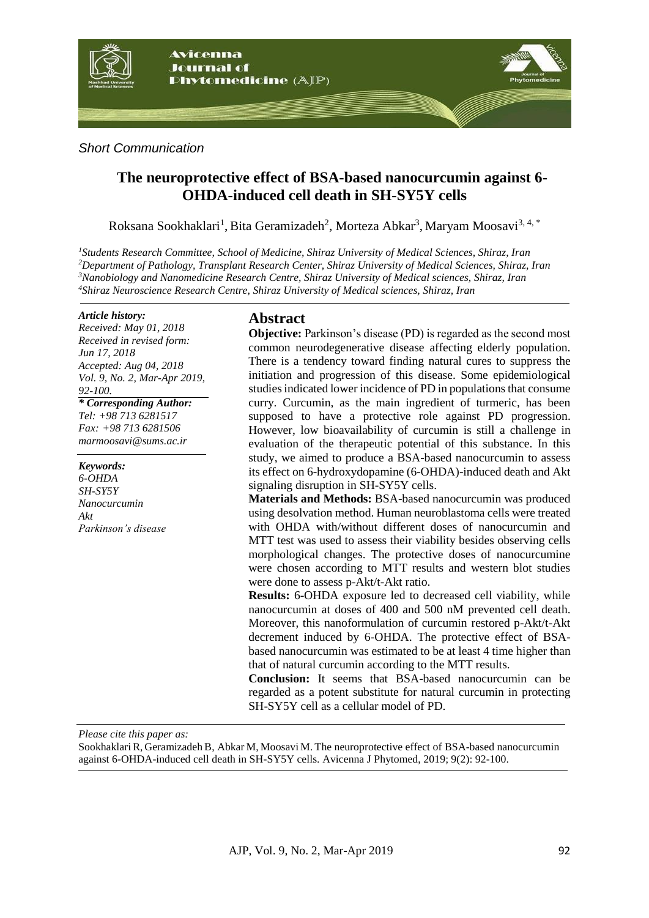*Short Communication*

# The neuroprotective effect of BSA-based nanocurcumin against 6-OHDA-induced cell death in SH-SY5Y cells

Roksana Sookhaklari[1], Bita Geramizadeh[2], Morteza Abkar[3], Maryam Moosavi[3, 4, *]

[1]*Students Research Committee, School of Medicine, Shiraz University of Medical Sciences, Shiraz, Iran*
[2]*Department of Pathology, Transplant Research Center, Shiraz University of Medical Sciences, Shiraz, Iran*
[3]*Nanobiology and Nanomedicine Research Centre, Shiraz University of Medical sciences, Shiraz, Iran*
[4]*Shiraz Neuroscience Research Centre, Shiraz University of Medical sciences, Shiraz, Iran*

***Article history:***
*Received: May 01, 2018*
*Received in revised form: Jun 17, 2018*
*Accepted: Aug 04, 2018*
*Vol. 9, No. 2, Mar-Apr 2019, 92-100.*

***\* Corresponding Author:***
*Tel: +98 713 6281517*
*Fax: +98 713 6281506*
*marmoosavi@sums.ac.ir*

***Keywords:***
*6-OHDA*
*SH-SY5Y*
*Nanocurcumin*
*Akt*
*Parkinson's disease*

## Abstract

**Objective:** Parkinson's disease (PD) is regarded as the second most common neurodegenerative disease affecting elderly population. There is a tendency toward finding natural cures to suppress the initiation and progression of this disease. Some epidemiological studies indicated lower incidence of PD in populations that consume curry. Curcumin, as the main ingredient of turmeric, has been supposed to have a protective role against PD progression. However, low bioavailability of curcumin is still a challenge in evaluation of the therapeutic potential of this substance. In this study, we aimed to produce a BSA-based nanocurcumin to assess its effect on 6-hydroxydopamine (6-OHDA)-induced death and Akt signaling disruption in SH-SY5Y cells.

**Materials and Methods:** BSA-based nanocurcumin was produced using desolvation method. Human neuroblastoma cells were treated with OHDA with/without different doses of nanocurcumin and MTT test was used to assess their viability besides observing cells morphological changes. The protective doses of nanocurcumine were chosen according to MTT results and western blot studies were done to assess p-Akt/t-Akt ratio.

**Results:** 6-OHDA exposure led to decreased cell viability, while nanocurcumin at doses of 400 and 500 nM prevented cell death. Moreover, this nanoformulation of curcumin restored p-Akt/t-Akt decrement induced by 6-OHDA. The protective effect of BSA-based nanocurcumin was estimated to be at least 4 time higher than that of natural curcumin according to the MTT results.

**Conclusion:** It seems that BSA-based nanocurcumin can be regarded as a potent substitute for natural curcumin in protecting SH-SY5Y cell as a cellular model of PD.

*Please cite this paper as:*
Sookhaklari R, Geramizadeh B, Abkar M, Moosavi M. The neuroprotective effect of BSA-based nanocurcumin against 6-OHDA-induced cell death in SH-SY5Y cells. Avicenna J Phytomed, 2019; 9(2): 92-100.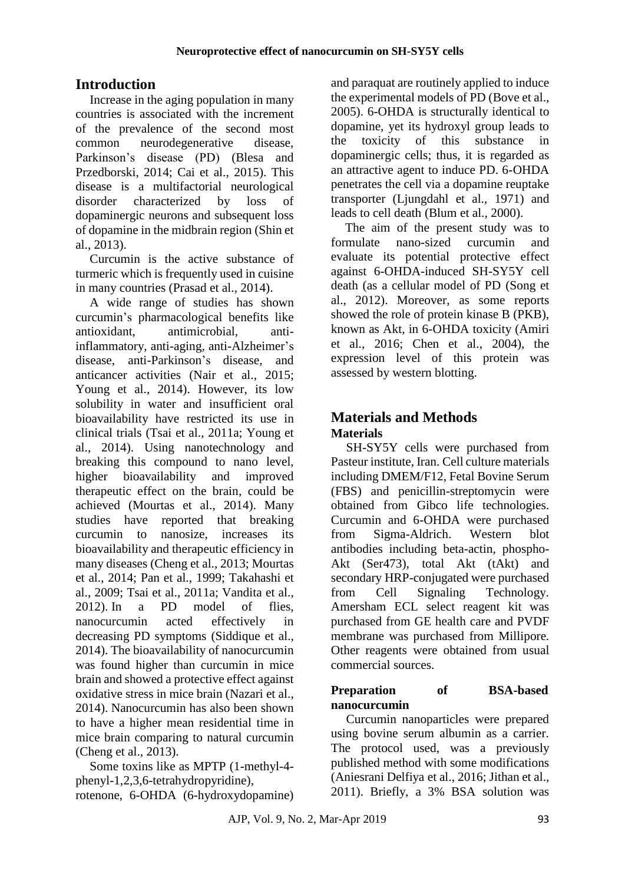## Introduction

Increase in the aging population in many countries is associated with the increment of the prevalence of the second most common neurodegenerative disease, Parkinson's disease (PD) (Blesa and Przedborski, 2014; Cai et al., 2015). This disease is a multifactorial neurological disorder characterized by loss of dopaminergic neurons and subsequent loss of dopamine in the midbrain region (Shin et al., 2013).

Curcumin is the active substance of turmeric which is frequently used in cuisine in many countries (Prasad et al., 2014).

A wide range of studies has shown curcumin's pharmacological benefits like antioxidant, antimicrobial, anti-inflammatory, anti-aging, anti-Alzheimer's disease, anti-Parkinson's disease, and anticancer activities (Nair et al., 2015; Young et al., 2014). However, its low solubility in water and insufficient oral bioavailability have restricted its use in clinical trials (Tsai et al., 2011a; Young et al., 2014). Using nanotechnology and breaking this compound to nano level, higher bioavailability and improved therapeutic effect on the brain, could be achieved (Mourtas et al., 2014). Many studies have reported that breaking curcumin to nanosize, increases its bioavailability and therapeutic efficiency in many diseases (Cheng et al., 2013; Mourtas et al., 2014; Pan et al., 1999; Takahashi et al., 2009; Tsai et al., 2011a; Vandita et al., 2012). In a PD model of flies, nanocurcumin acted effectively in decreasing PD symptoms (Siddique et al., 2014). The bioavailability of nanocurcumin was found higher than curcumin in mice brain and showed a protective effect against oxidative stress in mice brain (Nazari et al., 2014). Nanocurcumin has also been shown to have a higher mean residential time in mice brain comparing to natural curcumin (Cheng et al., 2013).

Some toxins like as MPTP (1-methyl-4-phenyl-1,2,3,6-tetrahydropyridine), rotenone, 6-OHDA (6-hydroxydopamine) and paraquat are routinely applied to induce the experimental models of PD (Bove et al., 2005). 6-OHDA is structurally identical to dopamine, yet its hydroxyl group leads to the toxicity of this substance in dopaminergic cells; thus, it is regarded as an attractive agent to induce PD. 6-OHDA penetrates the cell via a dopamine reuptake transporter (Ljungdahl et al., 1971) and leads to cell death (Blum et al., 2000).

The aim of the present study was to formulate nano-sized curcumin and evaluate its potential protective effect against 6-OHDA-induced SH-SY5Y cell death (as a cellular model of PD (Song et al., 2012). Moreover, as some reports showed the role of protein kinase B (PKB), known as Akt, in 6-OHDA toxicity (Amiri et al., 2016; Chen et al., 2004), the expression level of this protein was assessed by western blotting.

## Materials and Methods

### Materials

SH-SY5Y cells were purchased from Pasteur institute, Iran. Cell culture materials including DMEM/F12, Fetal Bovine Serum (FBS) and penicillin-streptomycin were obtained from Gibco life technologies. Curcumin and 6-OHDA were purchased from Sigma-Aldrich. Western blot antibodies including beta-actin, phospho-Akt (Ser473), total Akt (tAkt) and secondary HRP-conjugated were purchased from Cell Signaling Technology. Amersham ECL select reagent kit was purchased from GE health care and PVDF membrane was purchased from Millipore. Other reagents were obtained from usual commercial sources.

### Preparation of BSA-based nanocurcumin

Curcumin nanoparticles were prepared using bovine serum albumin as a carrier. The protocol used, was a previously published method with some modifications (Aniesrani Delfiya et al., 2016; Jithan et al., 2011). Briefly, a 3% BSA solution was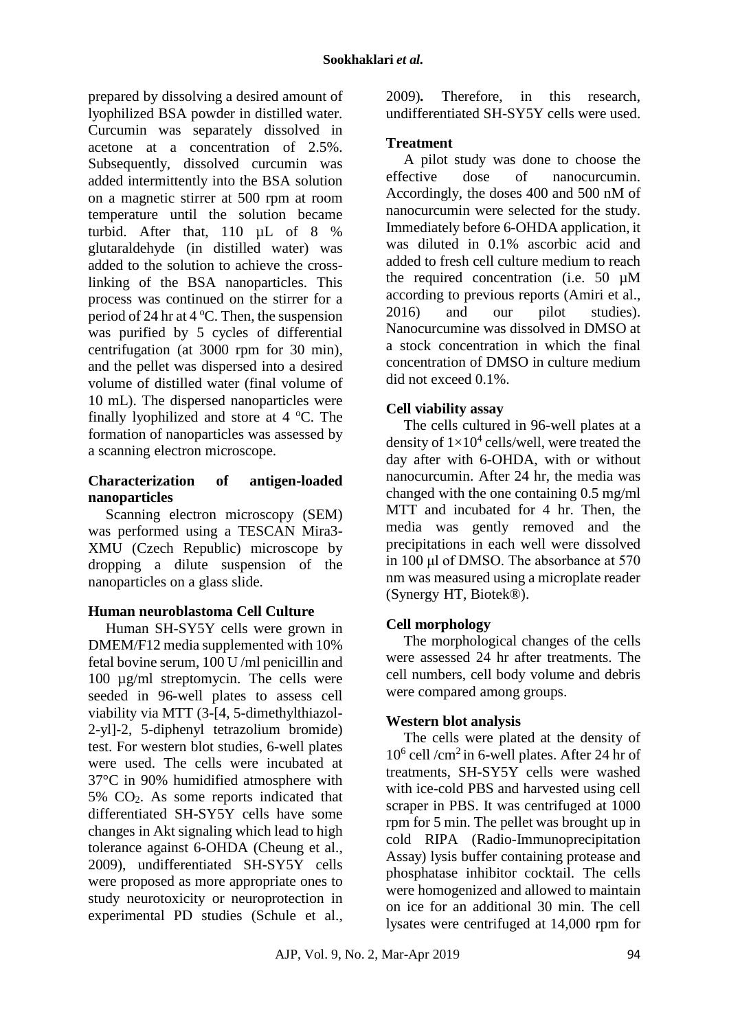prepared by dissolving a desired amount of lyophilized BSA powder in distilled water. Curcumin was separately dissolved in acetone at a concentration of 2.5%. Subsequently, dissolved curcumin was added intermittently into the BSA solution on a magnetic stirrer at 500 rpm at room temperature until the solution became turbid. After that, 110 µL of 8 % glutaraldehyde (in distilled water) was added to the solution to achieve the cross-linking of the BSA nanoparticles. This process was continued on the stirrer for a period of 24 hr at 4 ºC. Then, the suspension was purified by 5 cycles of differential centrifugation (at 3000 rpm for 30 min), and the pellet was dispersed into a desired volume of distilled water (final volume of 10 mL). The dispersed nanoparticles were finally lyophilized and store at 4 ºC. The formation of nanoparticles was assessed by a scanning electron microscope.

### Characterization of antigen-loaded nanoparticles

Scanning electron microscopy (SEM) was performed using a TESCAN Mira3-XMU (Czech Republic) microscope by dropping a dilute suspension of the nanoparticles on a glass slide.

### Human neuroblastoma Cell Culture

Human SH-SY5Y cells were grown in DMEM/F12 media supplemented with 10% fetal bovine serum, 100 U /ml penicillin and 100 µg/ml streptomycin. The cells were seeded in 96-well plates to assess cell viability via MTT (3-[4, 5-dimethylthiazol-2-yl]-2, 5-diphenyl tetrazolium bromide) test. For western blot studies, 6-well plates were used. The cells were incubated at 37°C in 90% humidified atmosphere with 5% $CO_2$. As some reports indicated that differentiated SH-SY5Y cells have some changes in Akt signaling which lead to high tolerance against 6-OHDA (Cheung et al., 2009), undifferentiated SH-SY5Y cells were proposed as more appropriate ones to study neurotoxicity or neuroprotection in experimental PD studies (Schule et al., 2009). Therefore, in this research, undifferentiated SH-SY5Y cells were used.

### Treatment

A pilot study was done to choose the effective dose of nanocurcumin. Accordingly, the doses 400 and 500 nM of nanocurcumin were selected for the study. Immediately before 6-OHDA application, it was diluted in 0.1% ascorbic acid and added to fresh cell culture medium to reach the required concentration (i.e. 50 µM according to previous reports (Amiri et al., 2016) and our pilot studies). Nanocurcumine was dissolved in DMSO at a stock concentration in which the final concentration of DMSO in culture medium did not exceed 0.1%.

### Cell viability assay

The cells cultured in 96-well plates at a density of $1\times10^4$ cells/well, were treated the day after with 6-OHDA, with or without nanocurcumin. After 24 hr, the media was changed with the one containing 0.5 mg/ml MTT and incubated for 4 hr. Then, the media was gently removed and the precipitations in each well were dissolved in 100 μl of DMSO. The absorbance at 570 nm was measured using a microplate reader (Synergy HT, Biotek®).

### Cell morphology

The morphological changes of the cells were assessed 24 hr after treatments. The cell numbers, cell body volume and debris were compared among groups.

### Western blot analysis

The cells were plated at the density of $10^6$ cell /cm$^2$ in 6-well plates. After 24 hr of treatments, SH-SY5Y cells were washed with ice-cold PBS and harvested using cell scraper in PBS. It was centrifuged at 1000 rpm for 5 min. The pellet was brought up in cold RIPA (Radio-Immunoprecipitation Assay) lysis buffer containing protease and phosphatase inhibitor cocktail. The cells were homogenized and allowed to maintain on ice for an additional 30 min. The cell lysates were centrifuged at 14,000 rpm for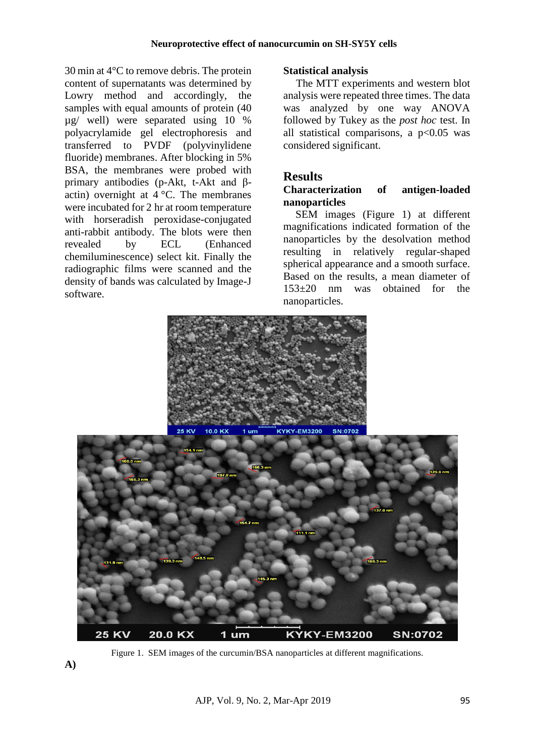30 min at 4°C to remove debris. The protein content of supernatants was determined by Lowry method and accordingly, the samples with equal amounts of protein (40 µg/ well) were separated using 10 % polyacrylamide gel electrophoresis and transferred to PVDF (polyvinylidene fluoride) membranes. After blocking in 5% BSA, the membranes were probed with primary antibodies (p-Akt, t-Akt and β-actin) overnight at 4 °C. The membranes were incubated for 2 hr at room temperature with horseradish peroxidase-conjugated anti-rabbit antibody. The blots were then revealed by ECL (Enhanced chemiluminescence) select kit. Finally the radiographic films were scanned and the density of bands was calculated by Image-J software.

### Statistical analysis

The MTT experiments and western blot analysis were repeated three times. The data was analyzed by one way ANOVA followed by Tukey as the *post hoc* test. In all statistical comparisons, a $p<0.05$ was considered significant.

## Results

### Characterization of antigen-loaded nanoparticles

SEM images (Figure 1) at different magnifications indicated formation of the nanoparticles by the desolvation method resulting in relatively regular-shaped spherical appearance and a smooth surface. Based on the results, a mean diameter of 153±20 nm was obtained for the nanoparticles.

Figure 1. SEM images of the curcumin/BSA nanoparticles at different magnifications.

**A)**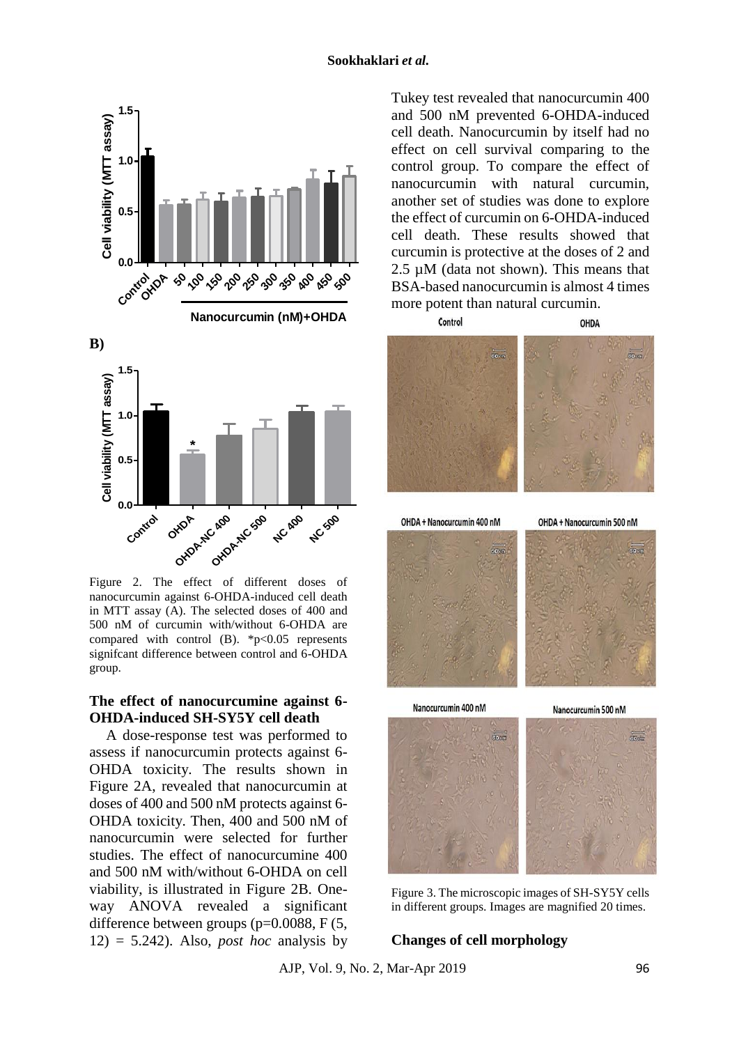Figure 2. The effect of different doses of nanocurcumin against 6-OHDA-induced cell death in MTT assay (A). The selected doses of 400 and 500 nM of curcumin with/without 6-OHDA are compared with control (B). *p<0.05 represents signifcant difference between control and 6-OHDA group.

### The effect of nanocurcumine against 6-OHDA-induced SH-SY5Y cell death

A dose-response test was performed to assess if nanocurcumin protects against 6-OHDA toxicity. The results shown in Figure 2A, revealed that nanocurcumin at doses of 400 and 500 nM protects against 6-OHDA toxicity. Then, 400 and 500 nM of nanocurcumin were selected for further studies. The effect of nanocurcumine 400 and 500 nM with/without 6-OHDA on cell viability, is illustrated in Figure 2B. One-way ANOVA revealed a significant difference between groups (p=0.0088, $F(5, 12) = 5.242$). Also, *post hoc* analysis by Tukey test revealed that nanocurcumin 400 and 500 nM prevented 6-OHDA-induced cell death. Nanocurcumin by itself had no effect on cell survival comparing to the control group. To compare the effect of nanocurcumin with natural curcumin, another set of studies was done to explore the effect of curcumin on 6-OHDA-induced cell death. These results showed that curcumin is protective at the doses of 2 and 2.5 μM (data not shown). This means that BSA-based nanocurcumin is almost 4 times more potent than natural curcumin.

Figure 3. The microscopic images of SH-SY5Y cells in different groups. Images are magnified 20 times.

### Changes of cell morphology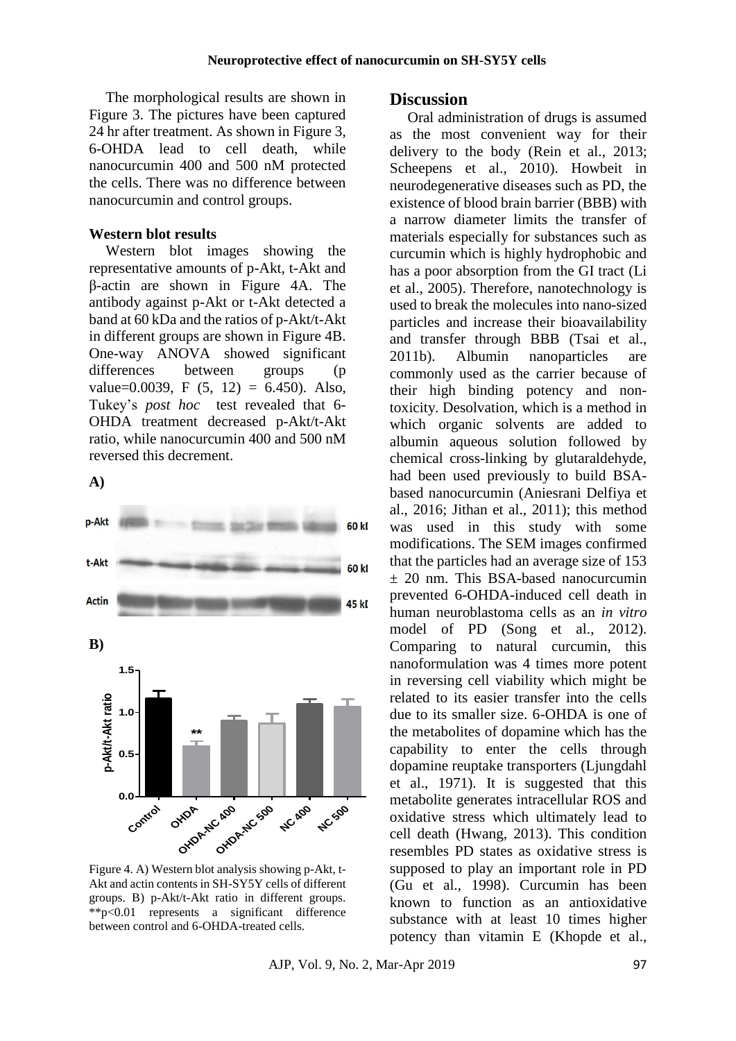The morphological results are shown in Figure 3. The pictures have been captured 24 hr after treatment. As shown in Figure 3, 6-OHDA lead to cell death, while nanocurcumin 400 and 500 nM protected the cells. There was no difference between nanocurcumin and control groups.

**Western blot results**

Western blot images showing the representative amounts of p-Akt, t-Akt and β-actin are shown in Figure 4A. The antibody against p-Akt or t-Akt detected a band at 60 kDa and the ratios of p-Akt/t-Akt in different groups are shown in Figure 4B. One-way ANOVA showed significant differences between groups (p value=0.0039, $F(5, 12) = 6.450$). Also, Tukey's *post hoc* test revealed that 6-OHDA treatment decreased p-Akt/t-Akt ratio, while nanocurcumin 400 and 500 nM reversed this decrement.

Figure 4. A) Western blot analysis showing p-Akt, t-Akt and actin contents in SH-SY5Y cells of different groups. B) p-Akt/t-Akt ratio in different groups. **p<0.01 represents a significant difference between control and 6-OHDA-treated cells.

## Discussion

Oral administration of drugs is assumed as the most convenient way for their delivery to the body (Rein et al., 2013; Scheepens et al., 2010). Howbeit in neurodegenerative diseases such as PD, the existence of blood brain barrier (BBB) with a narrow diameter limits the transfer of materials especially for substances such as curcumin which is highly hydrophobic and has a poor absorption from the GI tract (Li et al., 2005). Therefore, nanotechnology is used to break the molecules into nano-sized particles and increase their bioavailability and transfer through BBB (Tsai et al., 2011b). Albumin nanoparticles are commonly used as the carrier because of their high binding potency and non-toxicity. Desolvation, which is a method in which organic solvents are added to albumin aqueous solution followed by chemical cross-linking by glutaraldehyde, had been used previously to build BSA-based nanocurcumin (Aniesrani Delfiya et al., 2016; Jithan et al., 2011); this method was used in this study with some modifications. The SEM images confirmed that the particles had an average size of 153 ± 20 nm. This BSA-based nanocurcumin prevented 6-OHDA-induced cell death in human neuroblastoma cells as an *in vitro* model of PD (Song et al., 2012). Comparing to natural curcumin, this nanoformulation was 4 times more potent in reversing cell viability which might be related to its easier transfer into the cells due to its smaller size. 6-OHDA is one of the metabolites of dopamine which has the capability to enter the cells through dopamine reuptake transporters (Ljungdahl et al., 1971). It is suggested that this metabolite generates intracellular ROS and oxidative stress which ultimately lead to cell death (Hwang, 2013). This condition resembles PD states as oxidative stress is supposed to play an important role in PD (Gu et al., 1998). Curcumin has been known to function as an antioxidative substance with at least 10 times higher potency than vitamin E (Khopde et al.,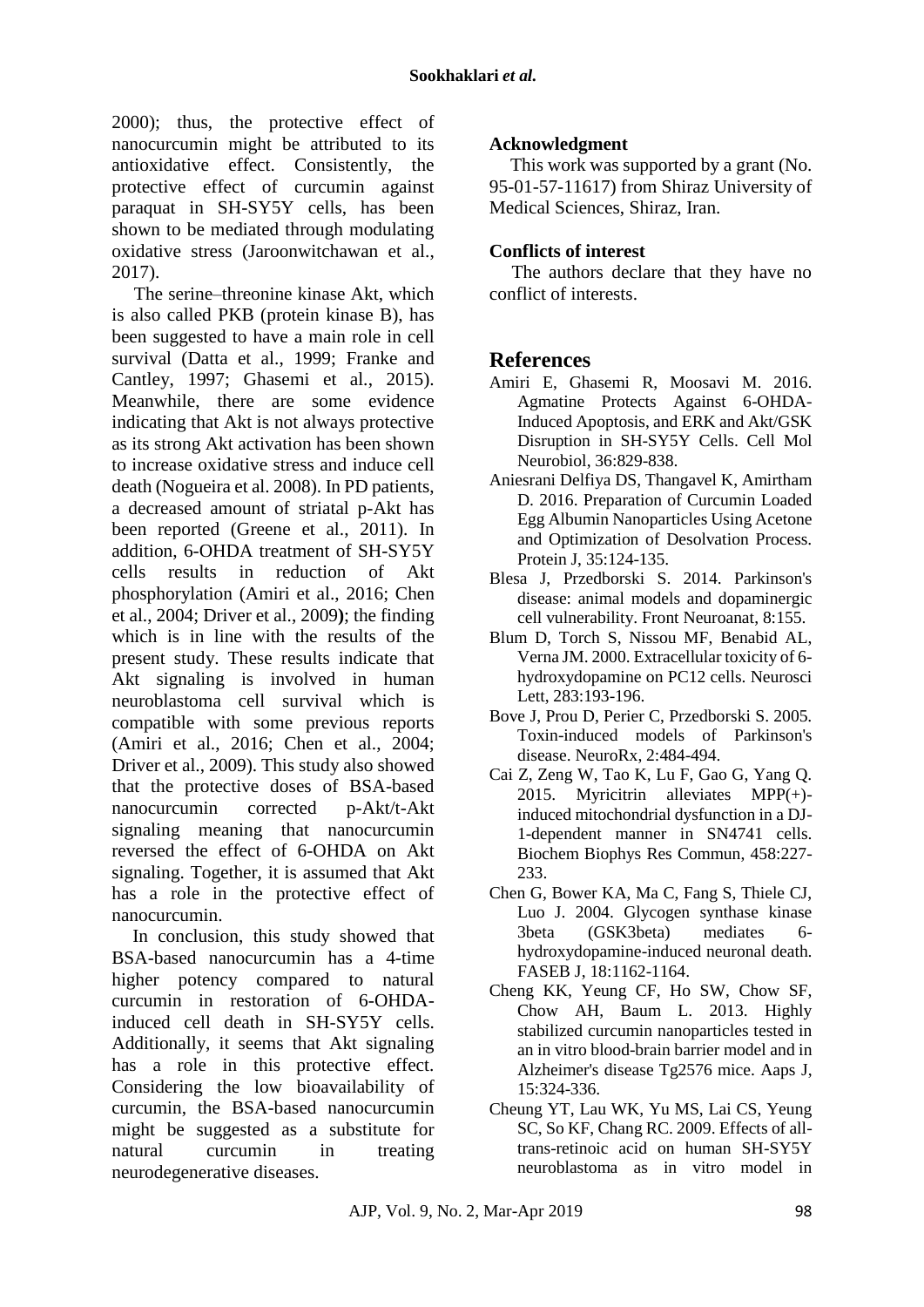2000); thus, the protective effect of nanocurcumin might be attributed to its antioxidative effect. Consistently, the protective effect of curcumin against paraquat in SH-SY5Y cells, has been shown to be mediated through modulating oxidative stress (Jaroonwitchawan et al., 2017).

The serine–threonine kinase Akt, which is also called PKB (protein kinase B), has been suggested to have a main role in cell survival (Datta et al., 1999; Franke and Cantley, 1997; Ghasemi et al., 2015). Meanwhile, there are some evidence indicating that Akt is not always protective as its strong Akt activation has been shown to increase oxidative stress and induce cell death (Nogueira et al. 2008). In PD patients, a decreased amount of striatal p-Akt has been reported (Greene et al., 2011). In addition, 6-OHDA treatment of SH-SY5Y cells results in reduction of Akt phosphorylation (Amiri et al., 2016; Chen et al., 2004; Driver et al., 2009**)**; the finding which is in line with the results of the present study. These results indicate that Akt signaling is involved in human neuroblastoma cell survival which is compatible with some previous reports (Amiri et al., 2016; Chen et al., 2004; Driver et al., 2009). This study also showed that the protective doses of BSA-based nanocurcumin corrected p-Akt/t-Akt signaling meaning that nanocurcumin reversed the effect of 6-OHDA on Akt signaling. Together, it is assumed that Akt has a role in the protective effect of nanocurcumin.

In conclusion, this study showed that BSA-based nanocurcumin has a 4-time higher potency compared to natural curcumin in restoration of 6-OHDA-induced cell death in SH-SY5Y cells. Additionally, it seems that Akt signaling has a role in this protective effect. Considering the low bioavailability of curcumin, the BSA-based nanocurcumin might be suggested as a substitute for natural curcumin in treating neurodegenerative diseases.

### Acknowledgment

This work was supported by a grant (No. 95-01-57-11617) from Shiraz University of Medical Sciences, Shiraz, Iran.

### Conflicts of interest

The authors declare that they have no conflict of interests.

## References

Amiri E, Ghasemi R, Moosavi M. 2016. Agmatine Protects Against 6-OHDA-Induced Apoptosis, and ERK and Akt/GSK Disruption in SH-SY5Y Cells. Cell Mol Neurobiol, 36:829-838.

Aniesrani Delfiya DS, Thangavel K, Amirtham D. 2016. Preparation of Curcumin Loaded Egg Albumin Nanoparticles Using Acetone and Optimization of Desolvation Process. Protein J, 35:124-135.

Blesa J, Przedborski S. 2014. Parkinson's disease: animal models and dopaminergic cell vulnerability. Front Neuroanat, 8:155.

Blum D, Torch S, Nissou MF, Benabid AL, Verna JM. 2000. Extracellular toxicity of 6-hydroxydopamine on PC12 cells. Neurosci Lett, 283:193-196.

Bove J, Prou D, Perier C, Przedborski S. 2005. Toxin-induced models of Parkinson's disease. NeuroRx, 2:484-494.

Cai Z, Zeng W, Tao K, Lu F, Gao G, Yang Q. 2015. Myricitrin alleviates MPP(+)-induced mitochondrial dysfunction in a DJ-1-dependent manner in SN4741 cells. Biochem Biophys Res Commun, 458:227-233.

Chen G, Bower KA, Ma C, Fang S, Thiele CJ, Luo J. 2004. Glycogen synthase kinase 3beta (GSK3beta) mediates 6-hydroxydopamine-induced neuronal death. FASEB J, 18:1162-1164.

Cheng KK, Yeung CF, Ho SW, Chow SF, Chow AH, Baum L. 2013. Highly stabilized curcumin nanoparticles tested in an in vitro blood-brain barrier model and in Alzheimer's disease Tg2576 mice. Aaps J, 15:324-336.

Cheung YT, Lau WK, Yu MS, Lai CS, Yeung SC, So KF, Chang RC. 2009. Effects of all-trans-retinoic acid on human SH-SY5Y neuroblastoma as in vitro model in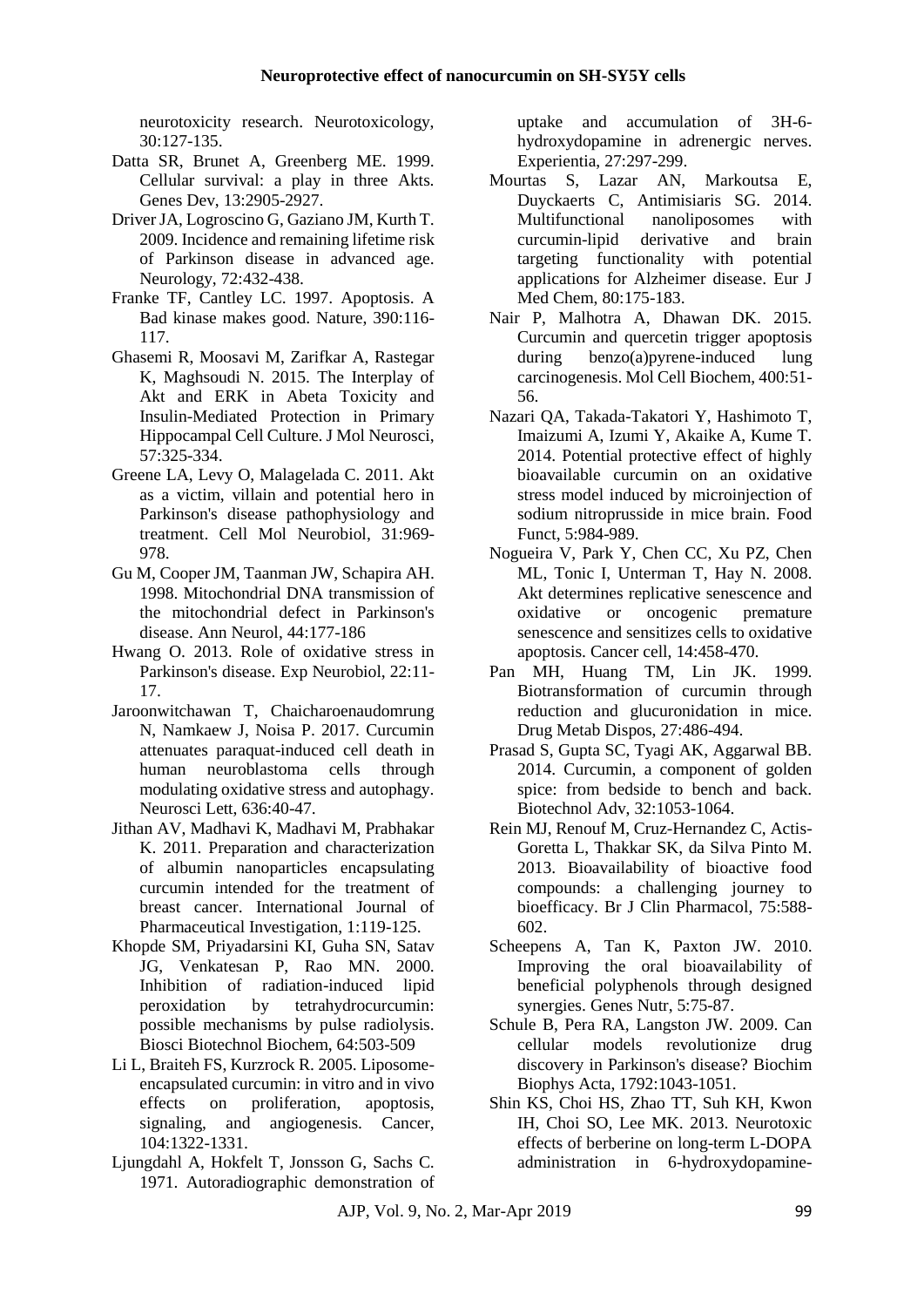neurotoxicity research. Neurotoxicology, 30:127-135.

Datta SR, Brunet A, Greenberg ME. 1999. Cellular survival: a play in three Akts. Genes Dev, 13:2905-2927.

Driver JA, Logroscino G, Gaziano JM, Kurth T. 2009. Incidence and remaining lifetime risk of Parkinson disease in advanced age. Neurology, 72:432-438.

Franke TF, Cantley LC. 1997. Apoptosis. A Bad kinase makes good. Nature, 390:116-117.

Ghasemi R, Moosavi M, Zarifkar A, Rastegar K, Maghsoudi N. 2015. The Interplay of Akt and ERK in Abeta Toxicity and Insulin-Mediated Protection in Primary Hippocampal Cell Culture. J Mol Neurosci, 57:325-334.

Greene LA, Levy O, Malagelada C. 2011. Akt as a victim, villain and potential hero in Parkinson's disease pathophysiology and treatment. Cell Mol Neurobiol, 31:969-978.

Gu M, Cooper JM, Taanman JW, Schapira AH. 1998. Mitochondrial DNA transmission of the mitochondrial defect in Parkinson's disease. Ann Neurol, 44:177-186

Hwang O. 2013. Role of oxidative stress in Parkinson's disease. Exp Neurobiol, 22:11-17.

Jaroonwitchawan T, Chaicharoenaudomrung N, Namkaew J, Noisa P. 2017. Curcumin attenuates paraquat-induced cell death in human neuroblastoma cells through modulating oxidative stress and autophagy. Neurosci Lett, 636:40-47.

Jithan AV, Madhavi K, Madhavi M, Prabhakar K. 2011. Preparation and characterization of albumin nanoparticles encapsulating curcumin intended for the treatment of breast cancer. International Journal of Pharmaceutical Investigation, 1:119-125.

Khopde SM, Priyadarsini KI, Guha SN, Satav JG, Venkatesan P, Rao MN. 2000. Inhibition of radiation-induced lipid peroxidation by tetrahydrocurcumin: possible mechanisms by pulse radiolysis. Biosci Biotechnol Biochem, 64:503-509

Li L, Braiteh FS, Kurzrock R. 2005. Liposome-encapsulated curcumin: in vitro and in vivo effects on proliferation, apoptosis, signaling, and angiogenesis. Cancer, 104:1322-1331.

Ljungdahl A, Hokfelt T, Jonsson G, Sachs C. 1971. Autoradiographic demonstration of uptake and accumulation of 3H-6-hydroxydopamine in adrenergic nerves. Experientia, 27:297-299.

Mourtas S, Lazar AN, Markoutsa E, Duyckaerts C, Antimisiaris SG. 2014. Multifunctional nanoliposomes with curcumin-lipid derivative and brain targeting functionality with potential applications for Alzheimer disease. Eur J Med Chem, 80:175-183.

Nair P, Malhotra A, Dhawan DK. 2015. Curcumin and quercetin trigger apoptosis during benzo(a)pyrene-induced lung carcinogenesis. Mol Cell Biochem, 400:51-56.

Nazari QA, Takada-Takatori Y, Hashimoto T, Imaizumi A, Izumi Y, Akaike A, Kume T. 2014. Potential protective effect of highly bioavailable curcumin on an oxidative stress model induced by microinjection of sodium nitroprusside in mice brain. Food Funct, 5:984-989.

Nogueira V, Park Y, Chen CC, Xu PZ, Chen ML, Tonic I, Unterman T, Hay N. 2008. Akt determines replicative senescence and oxidative or oncogenic premature senescence and sensitizes cells to oxidative apoptosis. Cancer cell, 14:458-470.

Pan MH, Huang TM, Lin JK. 1999. Biotransformation of curcumin through reduction and glucuronidation in mice. Drug Metab Dispos, 27:486-494.

Prasad S, Gupta SC, Tyagi AK, Aggarwal BB. 2014. Curcumin, a component of golden spice: from bedside to bench and back. Biotechnol Adv, 32:1053-1064.

Rein MJ, Renouf M, Cruz-Hernandez C, Actis-Goretta L, Thakkar SK, da Silva Pinto M. 2013. Bioavailability of bioactive food compounds: a challenging journey to bioefficacy. Br J Clin Pharmacol, 75:588-602.

Scheepens A, Tan K, Paxton JW. 2010. Improving the oral bioavailability of beneficial polyphenols through designed synergies. Genes Nutr, 5:75-87.

Schule B, Pera RA, Langston JW. 2009. Can cellular models revolutionize drug discovery in Parkinson's disease? Biochim Biophys Acta, 1792:1043-1051.

Shin KS, Choi HS, Zhao TT, Suh KH, Kwon IH, Choi SO, Lee MK. 2013. Neurotoxic effects of berberine on long-term L-DOPA administration in 6-hydroxydopamine-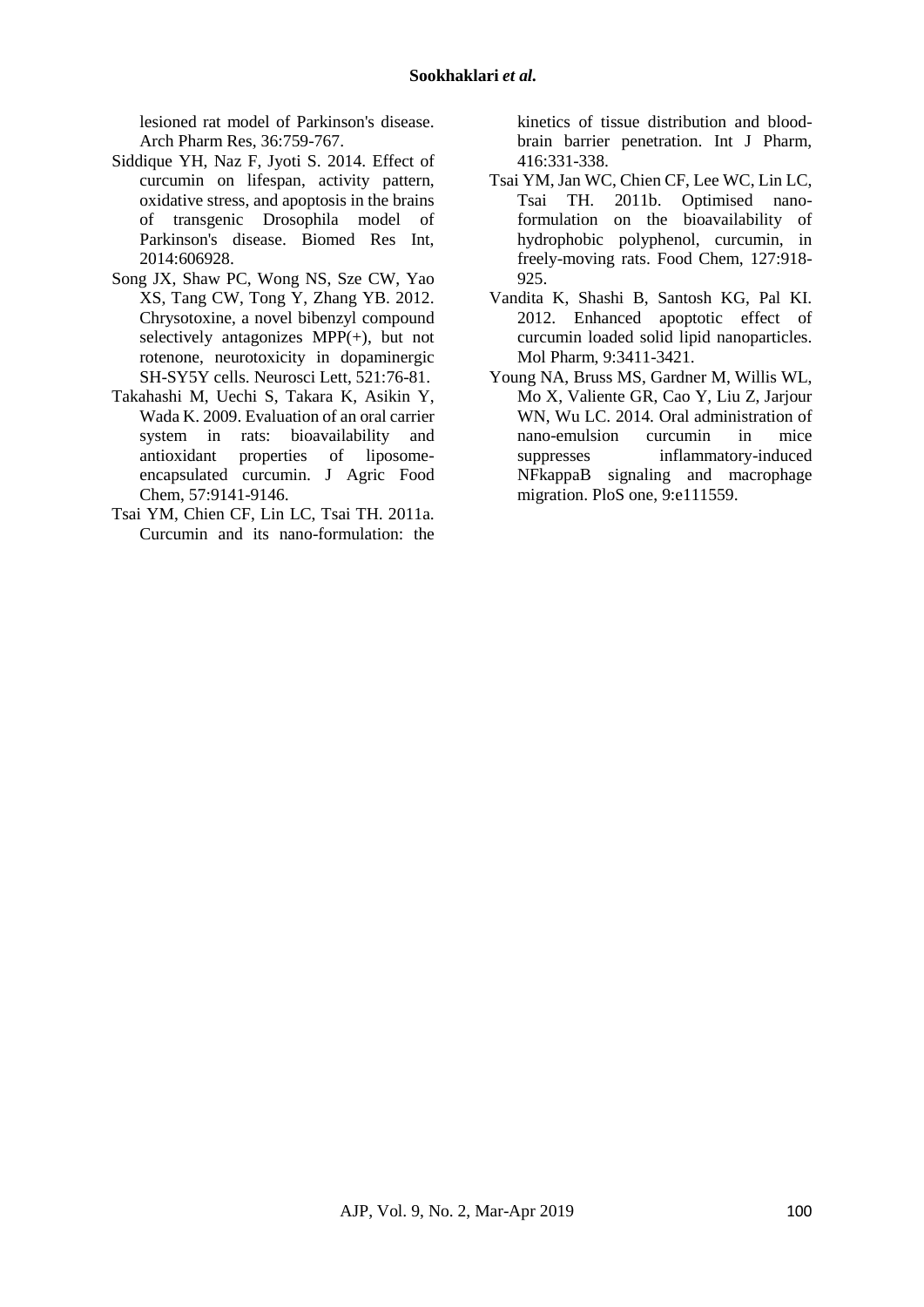lesioned rat model of Parkinson's disease. Arch Pharm Res, 36:759-767.

Siddique YH, Naz F, Jyoti S. 2014. Effect of curcumin on lifespan, activity pattern, oxidative stress, and apoptosis in the brains of transgenic Drosophila model of Parkinson's disease. Biomed Res Int, 2014:606928.

Song JX, Shaw PC, Wong NS, Sze CW, Yao XS, Tang CW, Tong Y, Zhang YB. 2012. Chrysotoxine, a novel bibenzyl compound selectively antagonizes MPP(+), but not rotenone, neurotoxicity in dopaminergic SH-SY5Y cells. Neurosci Lett, 521:76-81.

Takahashi M, Uechi S, Takara K, Asikin Y, Wada K. 2009. Evaluation of an oral carrier system in rats: bioavailability and antioxidant properties of liposome-encapsulated curcumin. J Agric Food Chem, 57:9141-9146.

Tsai YM, Chien CF, Lin LC, Tsai TH. 2011a. Curcumin and its nano-formulation: the kinetics of tissue distribution and blood-brain barrier penetration. Int J Pharm, 416:331-338.

Tsai YM, Jan WC, Chien CF, Lee WC, Lin LC, Tsai TH. 2011b. Optimised nano-formulation on the bioavailability of hydrophobic polyphenol, curcumin, in freely-moving rats. Food Chem, 127:918-925.

Vandita K, Shashi B, Santosh KG, Pal KI. 2012. Enhanced apoptotic effect of curcumin loaded solid lipid nanoparticles. Mol Pharm, 9:3411-3421.

Young NA, Bruss MS, Gardner M, Willis WL, Mo X, Valiente GR, Cao Y, Liu Z, Jarjour WN, Wu LC. 2014. Oral administration of nano-emulsion curcumin in mice suppresses inflammatory-induced NFkappaB signaling and macrophage migration. PloS one, 9:e111559.